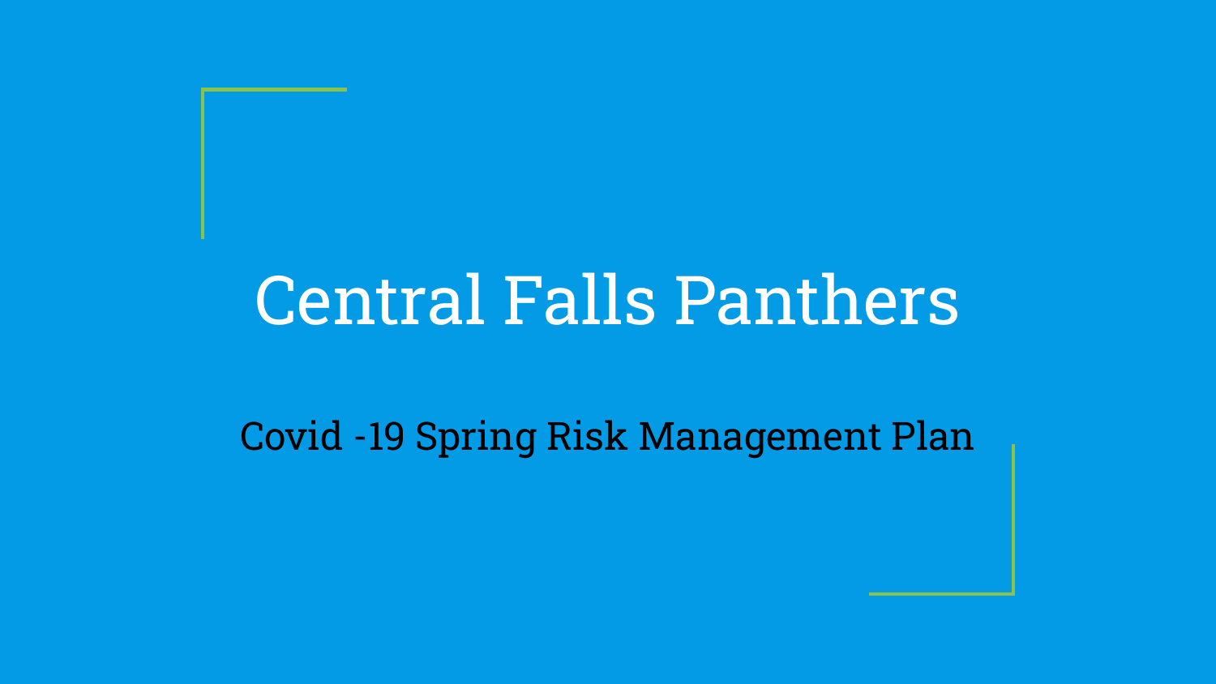# Central Falls Panthers

## Covid -19 Spring Risk Management Plan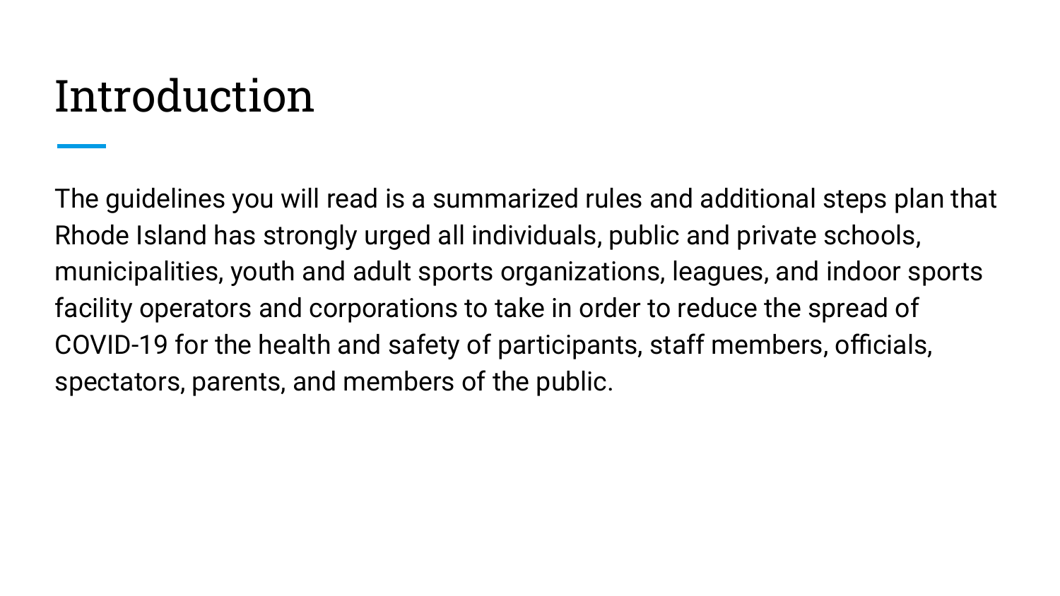# Introduction

The guidelines you will read is a summarized rules and additional steps plan that Rhode Island has strongly urged all individuals, public and private schools, municipalities, youth and adult sports organizations, leagues, and indoor sports facility operators and corporations to take in order to reduce the spread of COVID-19 for the health and safety of participants, staff members, officials, spectators, parents, and members of the public.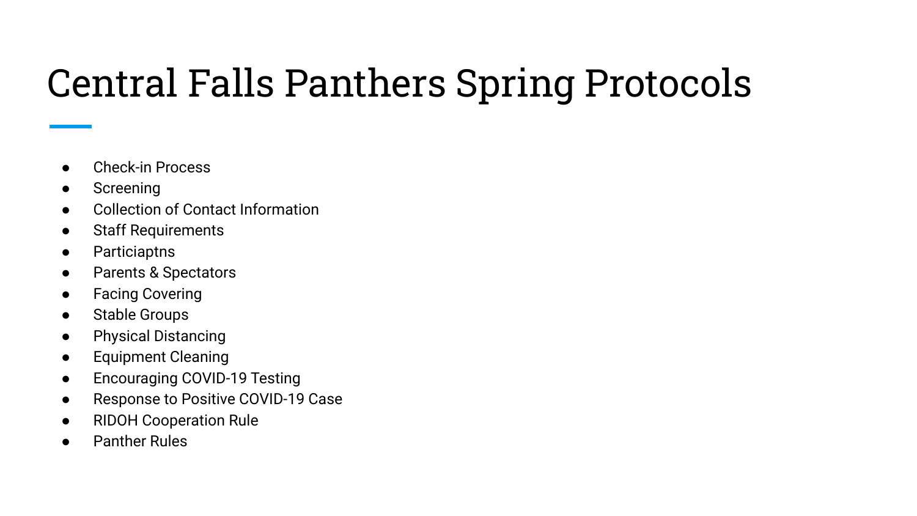# Central Falls Panthers Spring Protocols

- Check-in Process
- Screening
- Collection of Contact Information
- Staff Requirements
- Particiaptns
- Parents & Spectators
- Facing Covering
- Stable Groups
- Physical Distancing
- Equipment Cleaning
- Encouraging COVID-19 Testing
- Response to Positive COVID-19 Case
- RIDOH Cooperation Rule
- Panther Rules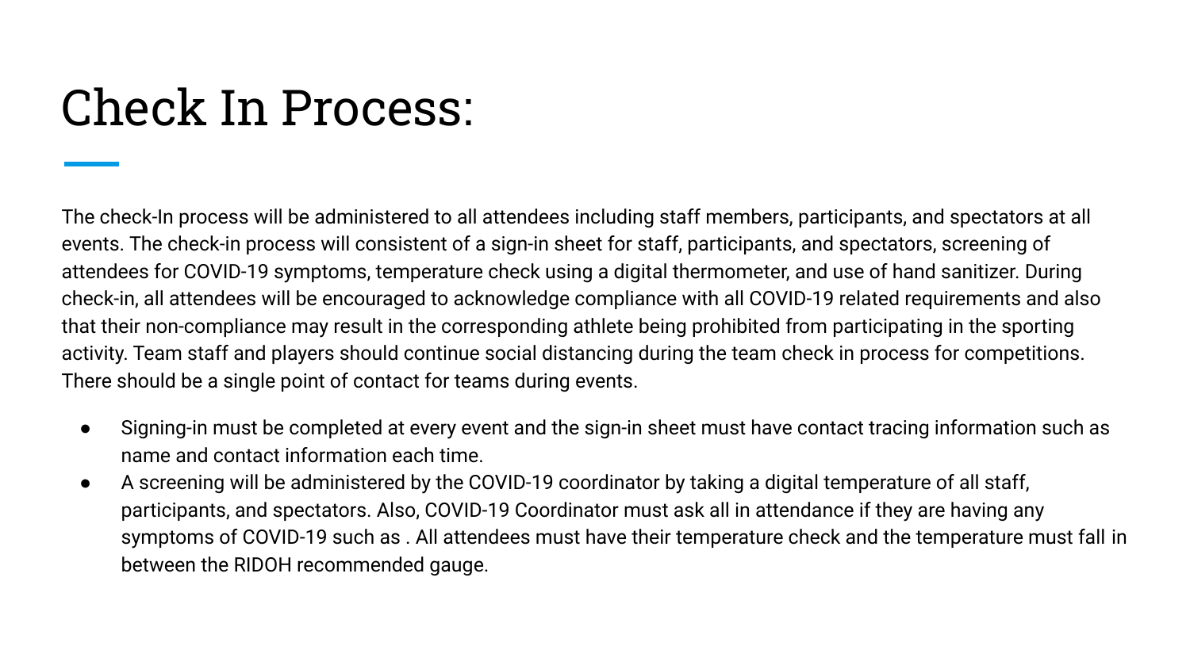# Check In Process:

The check-In process will be administered to all attendees including staff members, participants, and spectators at all events. The check-in process will consistent of a sign-in sheet for staff, participants, and spectators, screening of attendees for COVID-19 symptoms, temperature check using a digital thermometer, and use of hand sanitizer. During check-in, all attendees will be encouraged to acknowledge compliance with all COVID-19 related requirements and also that their non-compliance may result in the corresponding athlete being prohibited from participating in the sporting activity. Team staff and players should continue social distancing during the team check in process for competitions. There should be a single point of contact for teams during events.

- Signing-in must be completed at every event and the sign-in sheet must have contact tracing information such as name and contact information each time.
- A screening will be administered by the COVID-19 coordinator by taking a digital temperature of all staff, participants, and spectators. Also, COVID-19 Coordinator must ask all in attendance if they are having any symptoms of COVID-19 such as . All attendees must have their temperature check and the temperature must fall in between the RIDOH recommended gauge.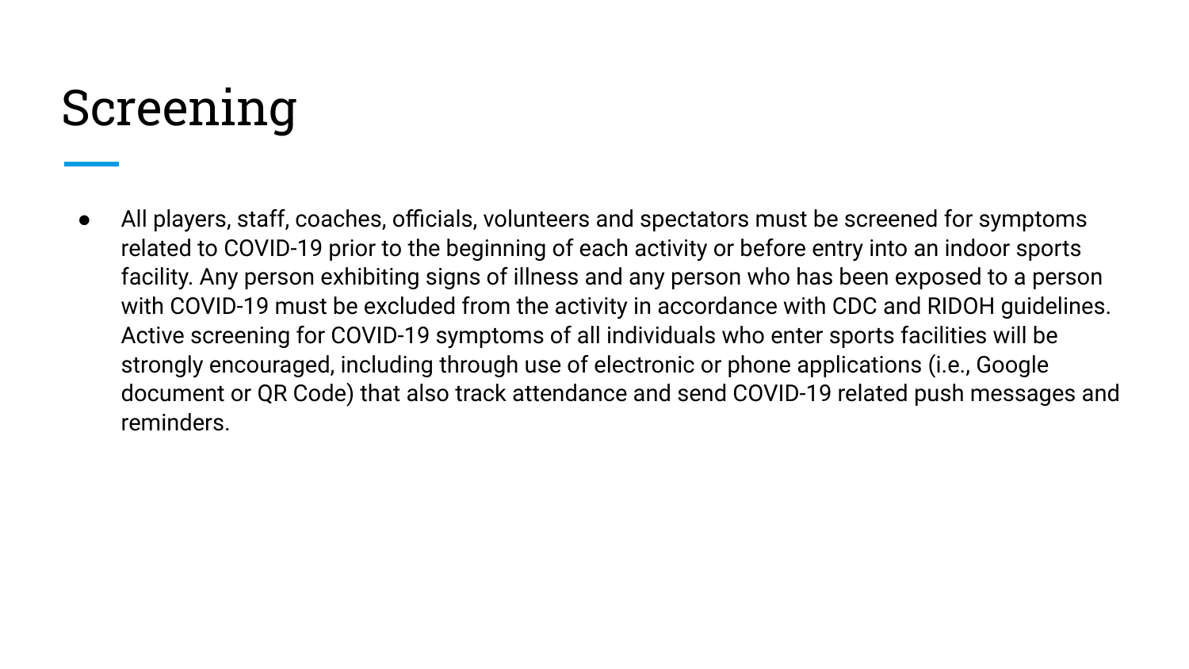# Screening

- All players, staff, coaches, officials, volunteers and spectators must be screened for symptoms related to COVID-19 prior to the beginning of each activity or before entry into an indoor sports facility. Any person exhibiting signs of illness and any person who has been exposed to a person with COVID-19 must be excluded from the activity in accordance with CDC and RIDOH guidelines. Active screening for COVID-19 symptoms of all individuals who enter sports facilities will be strongly encouraged, including through use of electronic or phone applications (i.e., Google document or QR Code) that also track attendance and send COVID-19 related push messages and reminders.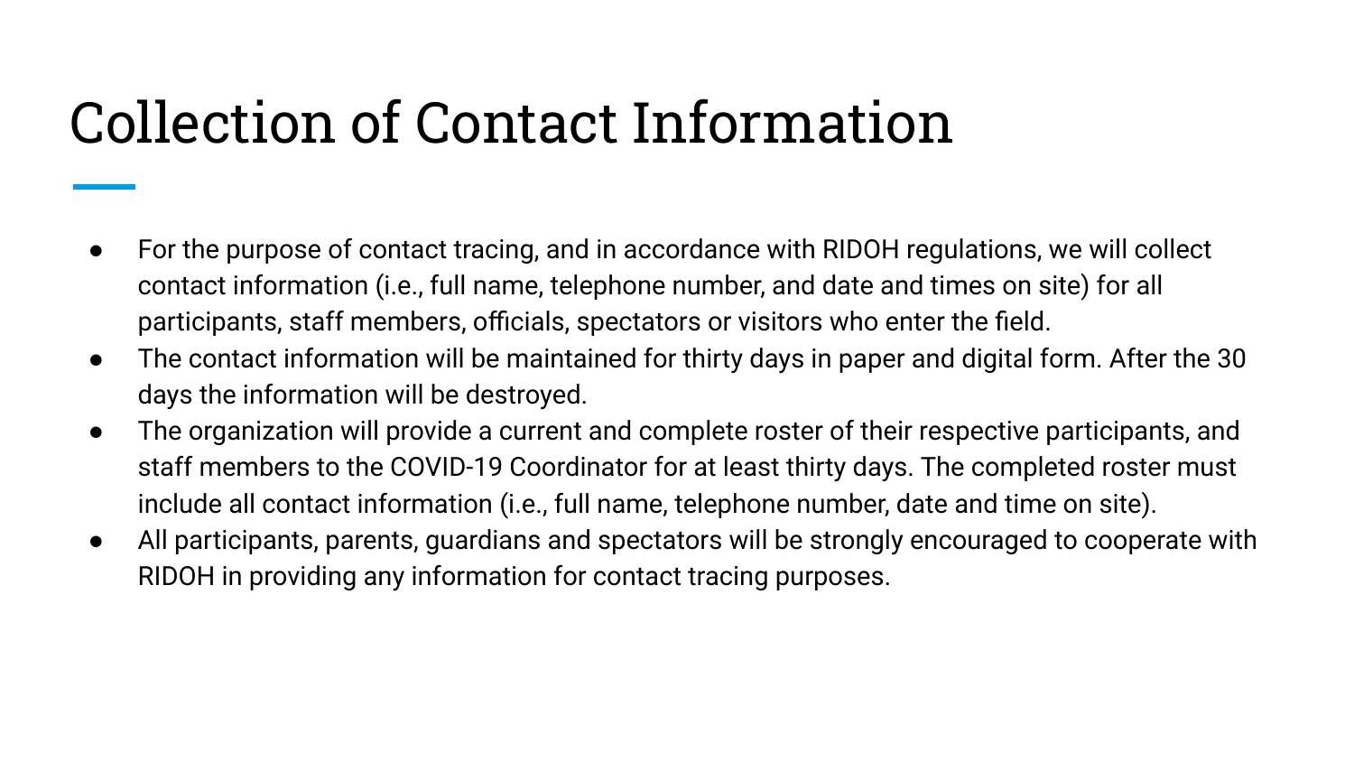# Collection of Contact Information

- For the purpose of contact tracing, and in accordance with RIDOH regulations, we will collect contact information (i.e., full name, telephone number, and date and times on site) for all participants, staff members, officials, spectators or visitors who enter the field.
- The contact information will be maintained for thirty days in paper and digital form. After the 30 days the information will be destroyed.
- The organization will provide a current and complete roster of their respective participants, and staff members to the COVID-19 Coordinator for at least thirty days. The completed roster must include all contact information (i.e., full name, telephone number, date and time on site).
- All participants, parents, guardians and spectators will be strongly encouraged to cooperate with RIDOH in providing any information for contact tracing purposes.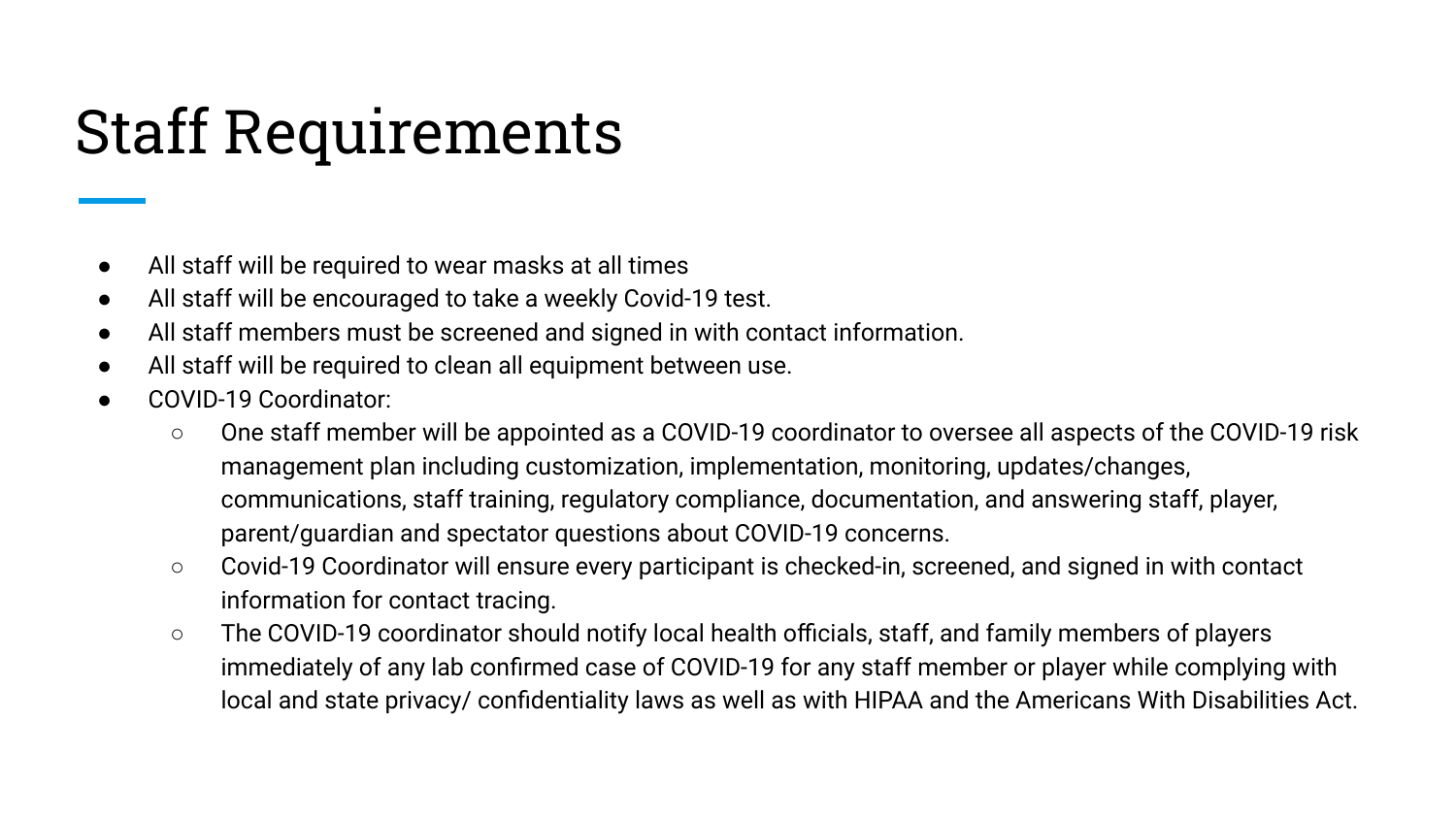# Staff Requirements

- All staff will be required to wear masks at all times
- All staff will be encouraged to take a weekly Covid-19 test.
- All staff members must be screened and signed in with contact information.
- All staff will be required to clean all equipment between use.
- COVID-19 Coordinator:
  - One staff member will be appointed as a COVID-19 coordinator to oversee all aspects of the COVID-19 risk management plan including customization, implementation, monitoring, updates/changes, communications, staff training, regulatory compliance, documentation, and answering staff, player, parent/guardian and spectator questions about COVID-19 concerns.
  - Covid-19 Coordinator will ensure every participant is checked-in, screened, and signed in with contact information for contact tracing.
  - The COVID-19 coordinator should notify local health officials, staff, and family members of players immediately of any lab confirmed case of COVID-19 for any staff member or player while complying with local and state privacy/ confidentiality laws as well as with HIPAA and the Americans With Disabilities Act.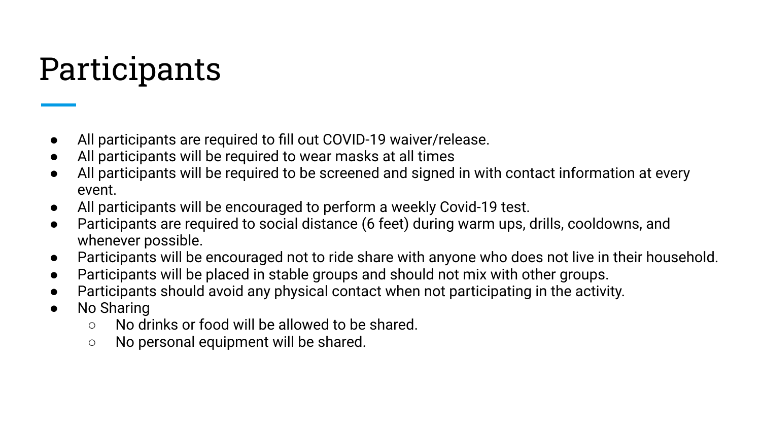# Participants

- All participants are required to fill out COVID-19 waiver/release.
- All participants will be required to wear masks at all times
- All participants will be required to be screened and signed in with contact information at every event.
- All participants will be encouraged to perform a weekly Covid-19 test.
- Participants are required to social distance (6 feet) during warm ups, drills, cooldowns, and whenever possible.
- Participants will be encouraged not to ride share with anyone who does not live in their household.
- Participants will be placed in stable groups and should not mix with other groups.
- Participants should avoid any physical contact when not participating in the activity.
- No Sharing
  - No drinks or food will be allowed to be shared.
  - No personal equipment will be shared.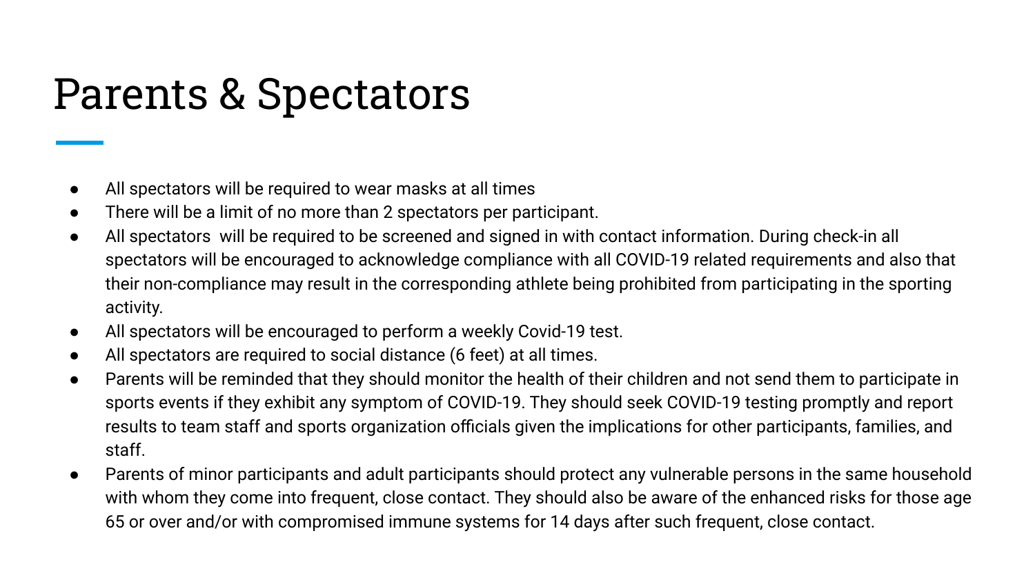# Parents & Spectators

- All spectators will be required to wear masks at all times
- There will be a limit of no more than 2 spectators per participant.
- All spectators will be required to be screened and signed in with contact information. During check-in all spectators will be encouraged to acknowledge compliance with all COVID-19 related requirements and also that their non-compliance may result in the corresponding athlete being prohibited from participating in the sporting activity.
- All spectators will be encouraged to perform a weekly Covid-19 test.
- All spectators are required to social distance (6 feet) at all times.
- Parents will be reminded that they should monitor the health of their children and not send them to participate in sports events if they exhibit any symptom of COVID-19. They should seek COVID-19 testing promptly and report results to team staff and sports organization officials given the implications for other participants, families, and staff.
- Parents of minor participants and adult participants should protect any vulnerable persons in the same household with whom they come into frequent, close contact. They should also be aware of the enhanced risks for those age 65 or over and/or with compromised immune systems for 14 days after such frequent, close contact.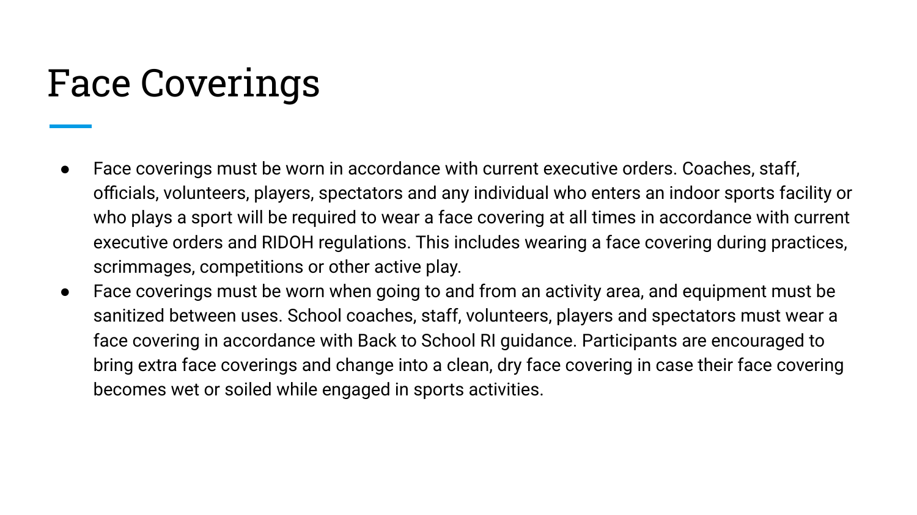# Face Coverings

- Face coverings must be worn in accordance with current executive orders. Coaches, staff, officials, volunteers, players, spectators and any individual who enters an indoor sports facility or who plays a sport will be required to wear a face covering at all times in accordance with current executive orders and RIDOH regulations. This includes wearing a face covering during practices, scrimmages, competitions or other active play.
- Face coverings must be worn when going to and from an activity area, and equipment must be sanitized between uses. School coaches, staff, volunteers, players and spectators must wear a face covering in accordance with Back to School RI guidance. Participants are encouraged to bring extra face coverings and change into a clean, dry face covering in case their face covering becomes wet or soiled while engaged in sports activities.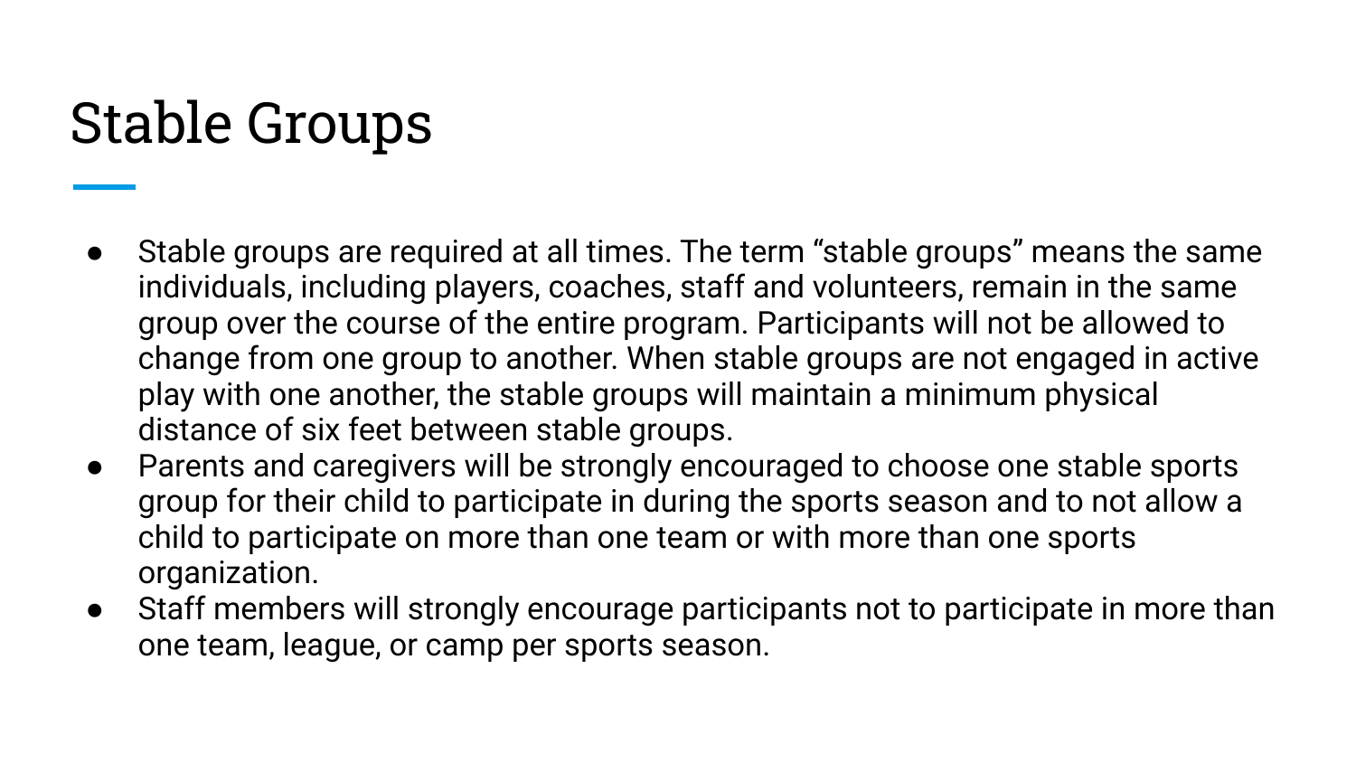# Stable Groups

- Stable groups are required at all times. The term “stable groups” means the same individuals, including players, coaches, staff and volunteers, remain in the same group over the course of the entire program. Participants will not be allowed to change from one group to another. When stable groups are not engaged in active play with one another, the stable groups will maintain a minimum physical distance of six feet between stable groups.
- Parents and caregivers will be strongly encouraged to choose one stable sports group for their child to participate in during the sports season and to not allow a child to participate on more than one team or with more than one sports organization.
- Staff members will strongly encourage participants not to participate in more than one team, league, or camp per sports season.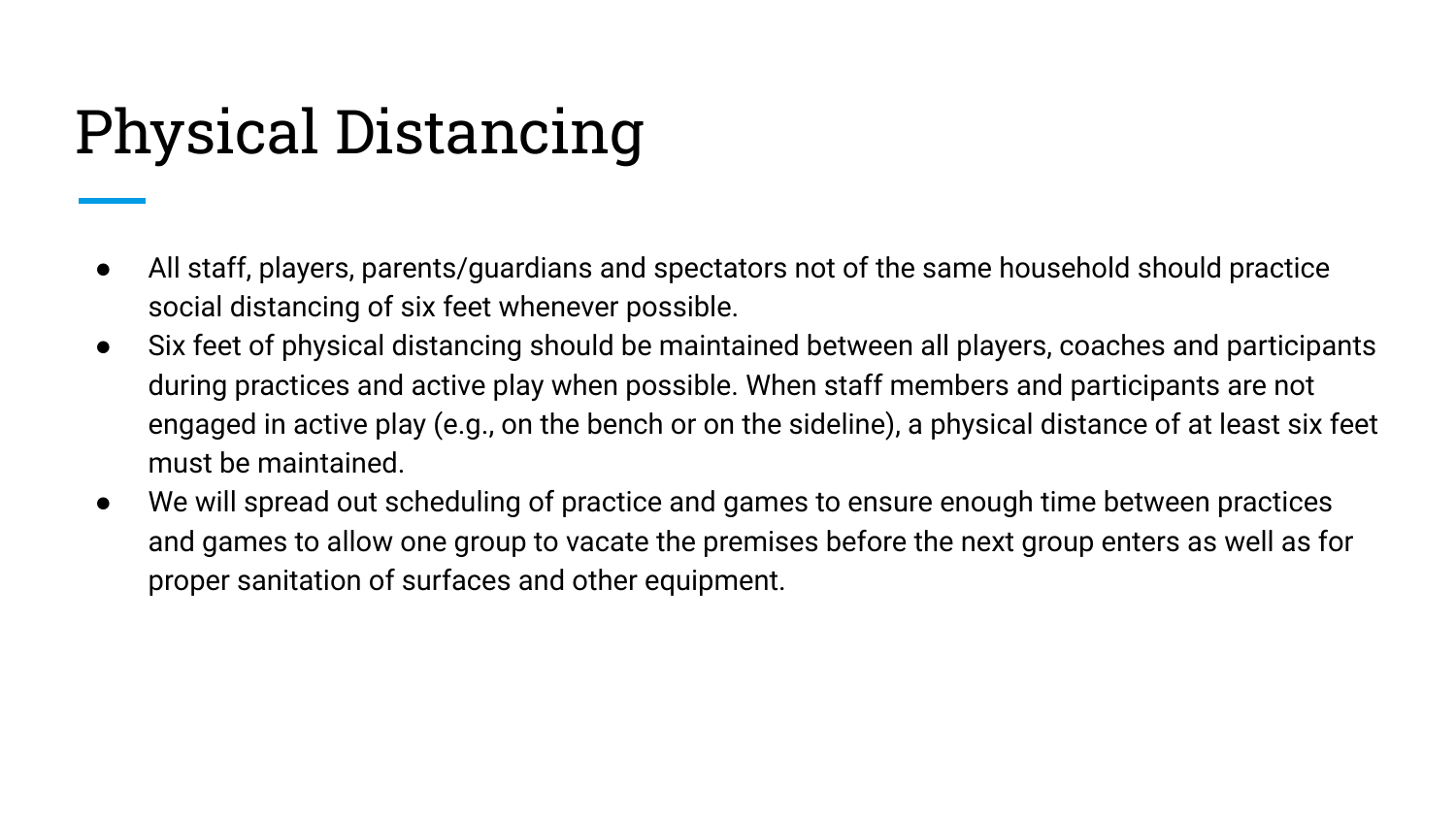# Physical Distancing

- All staff, players, parents/guardians and spectators not of the same household should practice social distancing of six feet whenever possible.
- Six feet of physical distancing should be maintained between all players, coaches and participants during practices and active play when possible. When staff members and participants are not engaged in active play (e.g., on the bench or on the sideline), a physical distance of at least six feet must be maintained.
- We will spread out scheduling of practice and games to ensure enough time between practices and games to allow one group to vacate the premises before the next group enters as well as for proper sanitation of surfaces and other equipment.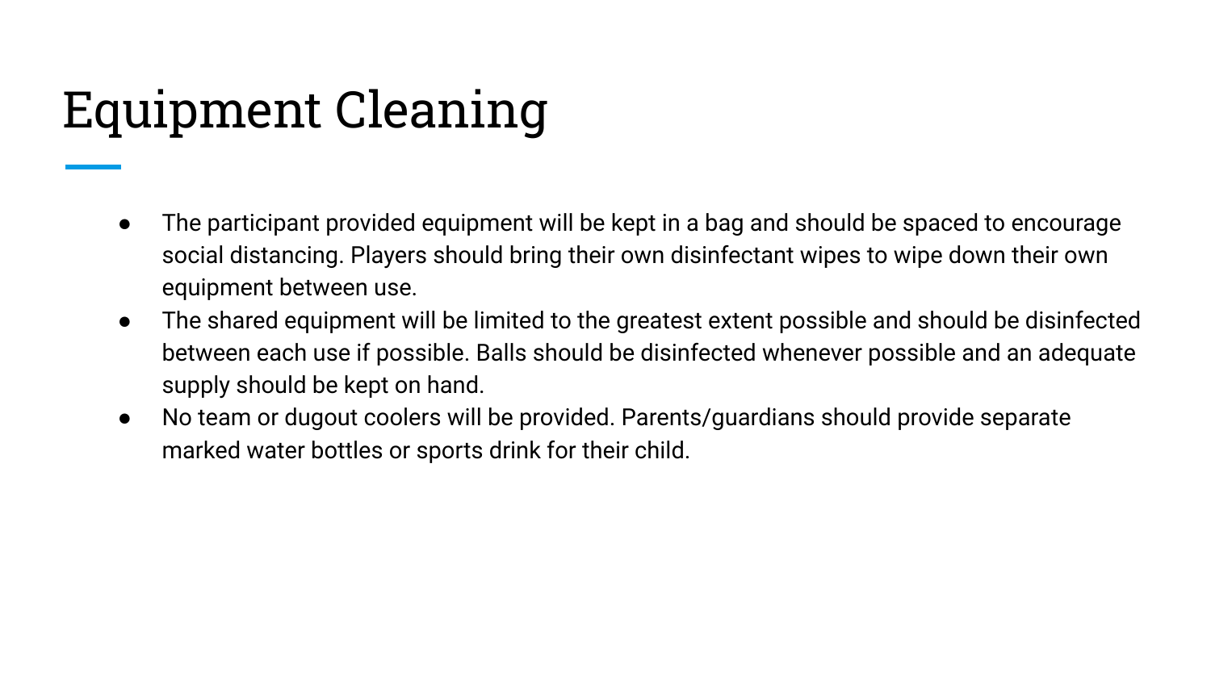# Equipment Cleaning

- The participant provided equipment will be kept in a bag and should be spaced to encourage social distancing. Players should bring their own disinfectant wipes to wipe down their own equipment between use.
- The shared equipment will be limited to the greatest extent possible and should be disinfected between each use if possible. Balls should be disinfected whenever possible and an adequate supply should be kept on hand.
- No team or dugout coolers will be provided. Parents/guardians should provide separate marked water bottles or sports drink for their child.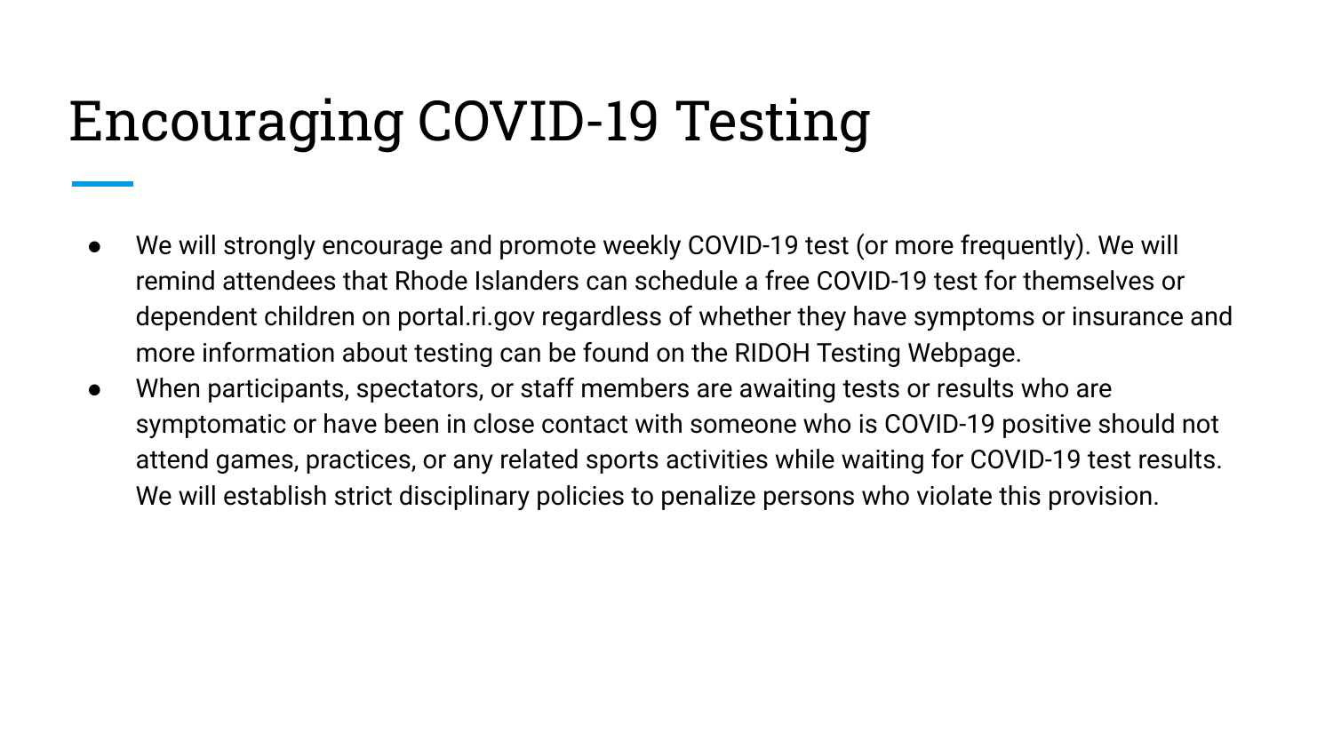# Encouraging COVID-19 Testing

- We will strongly encourage and promote weekly COVID-19 test (or more frequently). We will remind attendees that Rhode Islanders can schedule a free COVID-19 test for themselves or dependent children on portal.ri.gov regardless of whether they have symptoms or insurance and more information about testing can be found on the RIDOH Testing Webpage.
- When participants, spectators, or staff members are awaiting tests or results who are symptomatic or have been in close contact with someone who is COVID-19 positive should not attend games, practices, or any related sports activities while waiting for COVID-19 test results. We will establish strict disciplinary policies to penalize persons who violate this provision.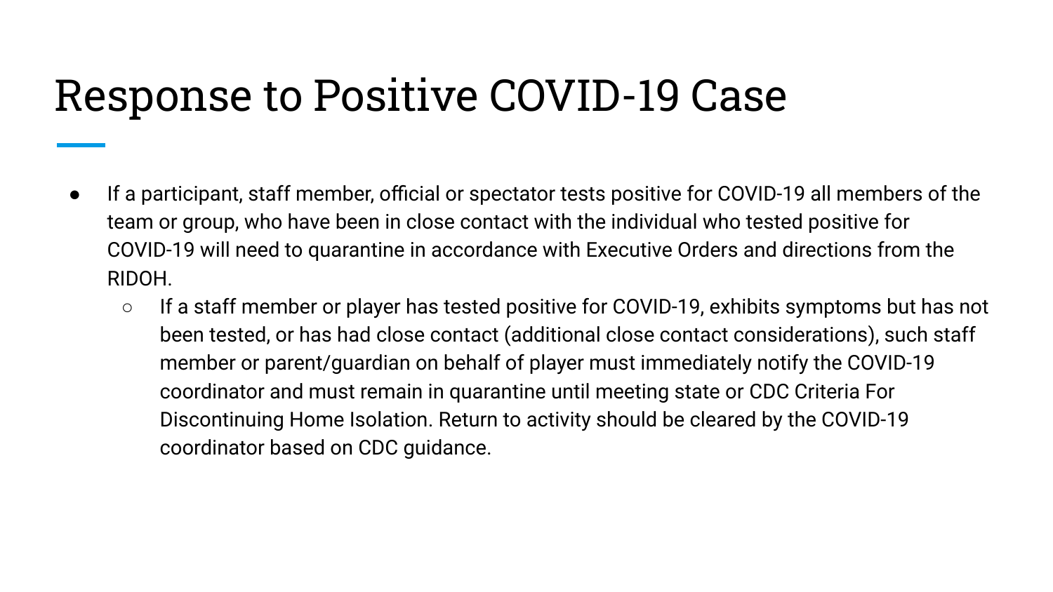# Response to Positive COVID-19 Case

- If a participant, staff member, official or spectator tests positive for COVID-19 all members of the team or group, who have been in close contact with the individual who tested positive for COVID-19 will need to quarantine in accordance with Executive Orders and directions from the RIDOH.
  - If a staff member or player has tested positive for COVID-19, exhibits symptoms but has not been tested, or has had close contact (additional close contact considerations), such staff member or parent/guardian on behalf of player must immediately notify the COVID-19 coordinator and must remain in quarantine until meeting state or CDC Criteria For Discontinuing Home Isolation. Return to activity should be cleared by the COVID-19 coordinator based on CDC guidance.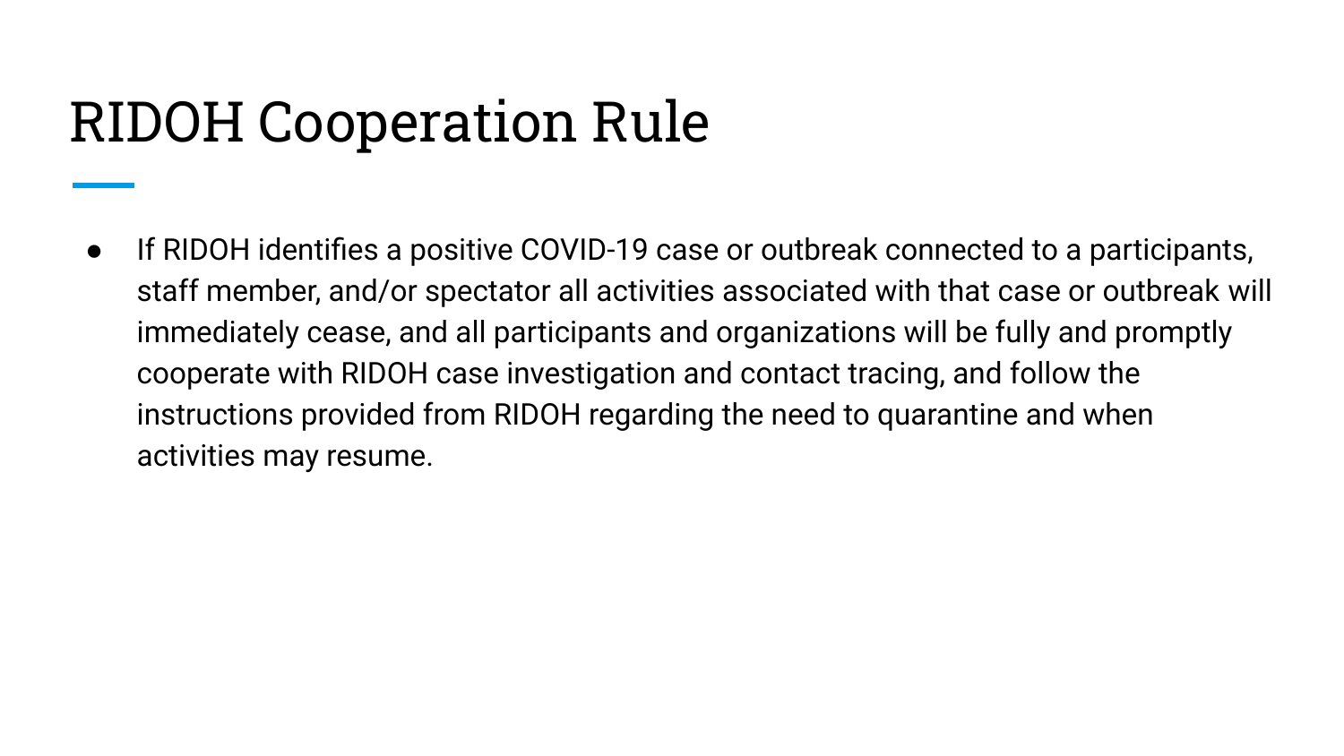# RIDOH Cooperation Rule

- If RIDOH identifies a positive COVID-19 case or outbreak connected to a participants, staff member, and/or spectator all activities associated with that case or outbreak will immediately cease, and all participants and organizations will be fully and promptly cooperate with RIDOH case investigation and contact tracing, and follow the instructions provided from RIDOH regarding the need to quarantine and when activities may resume.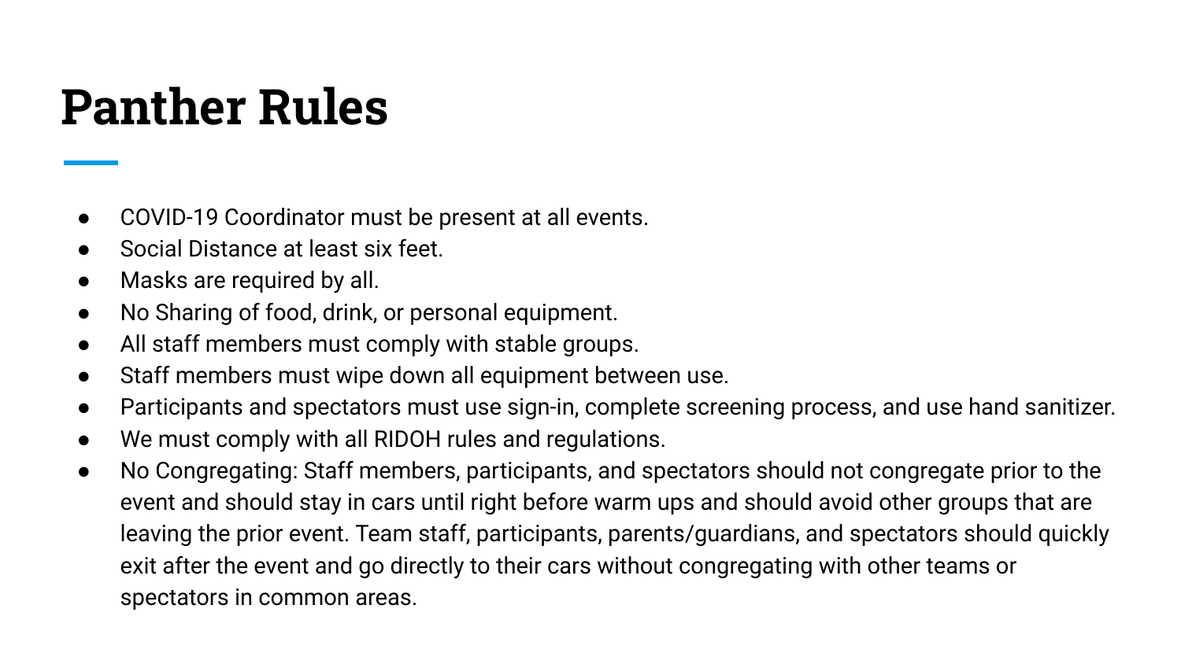# Panther Rules

- COVID-19 Coordinator must be present at all events.
- Social Distance at least six feet.
- Masks are required by all.
- No Sharing of food, drink, or personal equipment.
- All staff members must comply with stable groups.
- Staff members must wipe down all equipment between use.
- Participants and spectators must use sign-in, complete screening process, and use hand sanitizer.
- We must comply with all RIDOH rules and regulations.
- No Congregating: Staff members, participants, and spectators should not congregate prior to the event and should stay in cars until right before warm ups and should avoid other groups that are leaving the prior event. Team staff, participants, parents/guardians, and spectators should quickly exit after the event and go directly to their cars without congregating with other teams or spectators in common areas.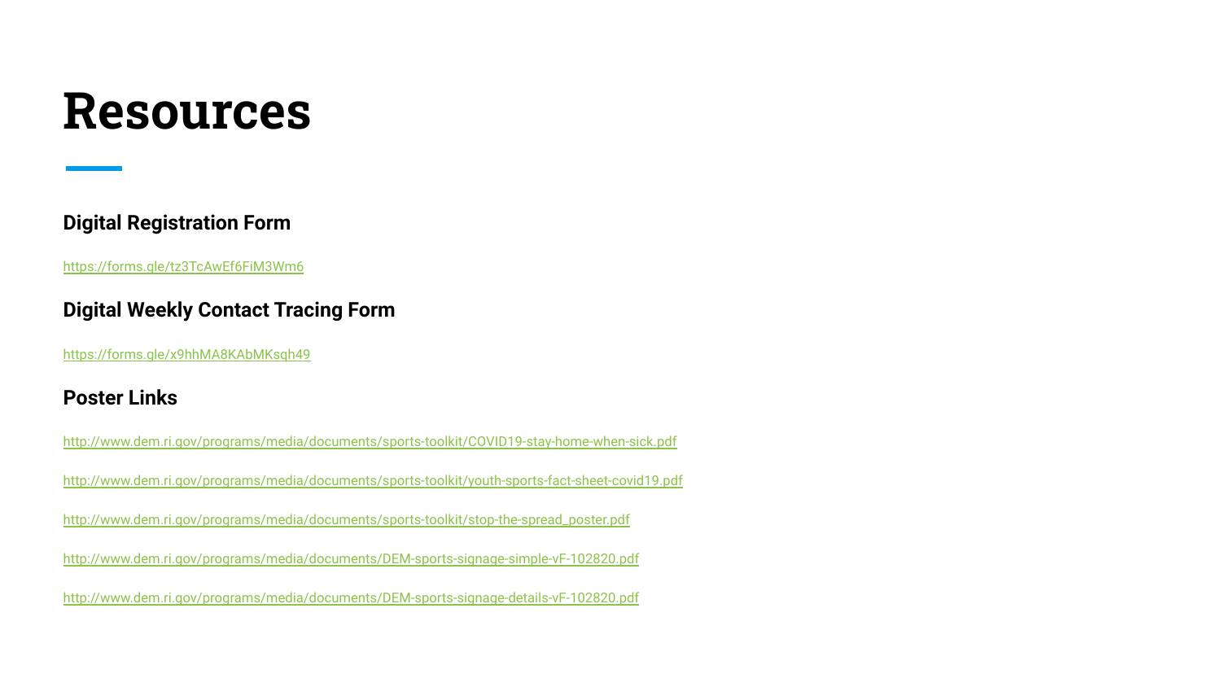# Resources

## Digital Registration Form

https://forms.gle/tz3TcAwEf6FiM3Wm6

## Digital Weekly Contact Tracing Form

https://forms.gle/x9hhMA8KAbMKsqh49

## Poster Links

http://www.dem.ri.gov/programs/media/documents/sports-toolkit/COVID19-stay-home-when-sick.pdf

http://www.dem.ri.gov/programs/media/documents/sports-toolkit/youth-sports-fact-sheet-covid19.pdf

http://www.dem.ri.gov/programs/media/documents/sports-toolkit/stop-the-spread_poster.pdf

http://www.dem.ri.gov/programs/media/documents/DEM-sports-signage-simple-vF-102820.pdf

http://www.dem.ri.gov/programs/media/documents/DEM-sports-signage-details-vF-102820.pdf